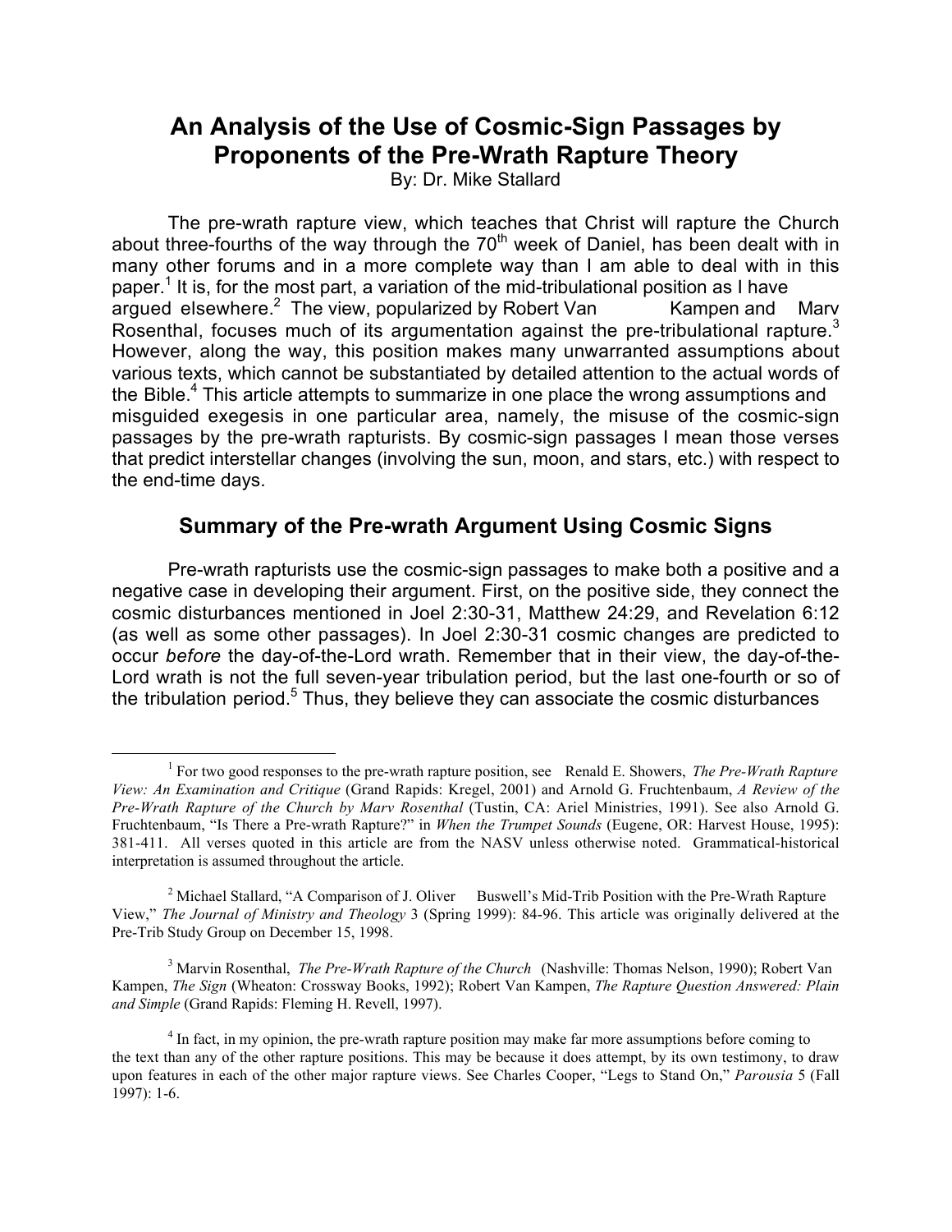# An Analysis of the Use of Cosmic-Sign Passages by Proponents of the Pre-Wrath Rapture Theory

By: Dr. Mike Stallard

The pre-wrath rapture view, which teaches that Christ will rapture the Church about three-fourths of the way through the 70th week of Daniel, has been dealt with in many other forums and in a more complete way than I am able to deal with in this paper.[1] It is, for the most part, a variation of the mid-tribulational position as I have argued elsewhere.[2] The view, popularized by Robert Van Kampen and Marv Rosenthal, focuses much of its argumentation against the pre-tribulational rapture.[3] However, along the way, this position makes many unwarranted assumptions about various texts, which cannot be substantiated by detailed attention to the actual words of the Bible.[4] This article attempts to summarize in one place the wrong assumptions and misguided exegesis in one particular area, namely, the misuse of the cosmic-sign passages by the pre-wrath rapturists. By cosmic-sign passages I mean those verses that predict interstellar changes (involving the sun, moon, and stars, etc.) with respect to the end-time days.

## Summary of the Pre-wrath Argument Using Cosmic Signs

Pre-wrath rapturists use the cosmic-sign passages to make both a positive and a negative case in developing their argument. First, on the positive side, they connect the cosmic disturbances mentioned in Joel 2:30-31, Matthew 24:29, and Revelation 6:12 (as well as some other passages). In Joel 2:30-31 cosmic changes are predicted to occur *before* the day-of-the-Lord wrath. Remember that in their view, the day-of-the-Lord wrath is not the full seven-year tribulation period, but the last one-fourth or so of the tribulation period.[5] Thus, they believe they can associate the cosmic disturbances

---

[1] For two good responses to the pre-wrath rapture position, see Renald E. Showers, *The Pre-Wrath Rapture View: An Examination and Critique* (Grand Rapids: Kregel, 2001) and Arnold G. Fruchtenbaum, *A Review of the Pre-Wrath Rapture of the Church by Marv Rosenthal* (Tustin, CA: Ariel Ministries, 1991). See also Arnold G. Fruchtenbaum, "Is There a Pre-wrath Rapture?" in *When the Trumpet Sounds* (Eugene, OR: Harvest House, 1995): 381-411. All verses quoted in this article are from the NASV unless otherwise noted. Grammatical-historical interpretation is assumed throughout the article.

[2] Michael Stallard, "A Comparison of J. Oliver Buswell's Mid-Trib Position with the Pre-Wrath Rapture View," *The Journal of Ministry and Theology* 3 (Spring 1999): 84-96. This article was originally delivered at the Pre-Trib Study Group on December 15, 1998.

[3] Marvin Rosenthal, *The Pre-Wrath Rapture of the Church* (Nashville: Thomas Nelson, 1990); Robert Van Kampen, *The Sign* (Wheaton: Crossway Books, 1992); Robert Van Kampen, *The Rapture Question Answered: Plain and Simple* (Grand Rapids: Fleming H. Revell, 1997).

[4] In fact, in my opinion, the pre-wrath rapture position may make far more assumptions before coming to the text than any of the other rapture positions. This may be because it does attempt, by its own testimony, to draw upon features in each of the other major rapture views. See Charles Cooper, "Legs to Stand On," *Parousia* 5 (Fall 1997): 1-6.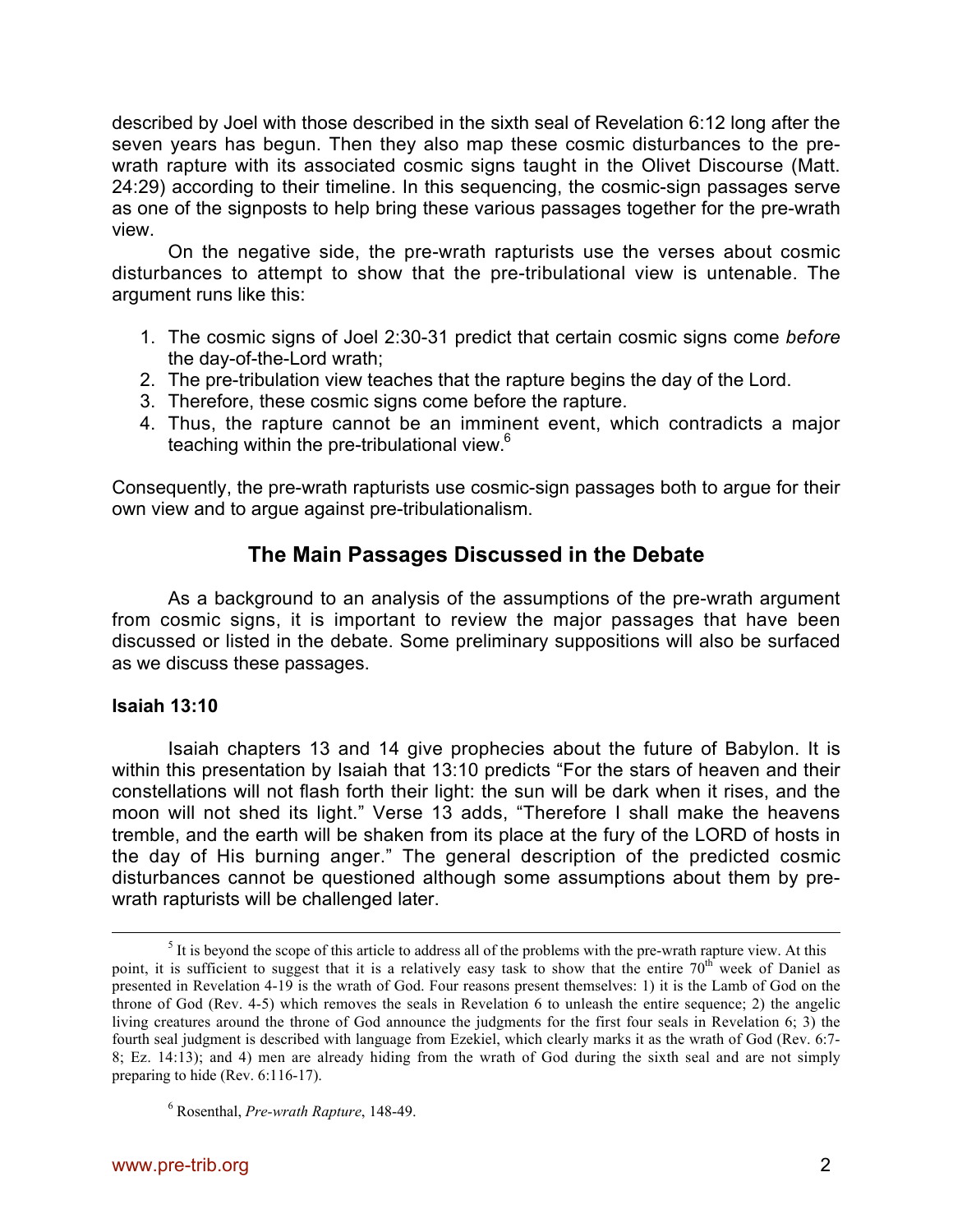described by Joel with those described in the sixth seal of Revelation 6:12 long after the seven years has begun. Then they also map these cosmic disturbances to the pre-wrath rapture with its associated cosmic signs taught in the Olivet Discourse (Matt. 24:29) according to their timeline. In this sequencing, the cosmic-sign passages serve as one of the signposts to help bring these various passages together for the pre-wrath view.

On the negative side, the pre-wrath rapturists use the verses about cosmic disturbances to attempt to show that the pre-tribulational view is untenable. The argument runs like this:

1. The cosmic signs of Joel 2:30-31 predict that certain cosmic signs come *before* the day-of-the-Lord wrath;
2. The pre-tribulation view teaches that the rapture begins the day of the Lord.
3. Therefore, these cosmic signs come before the rapture.
4. Thus, the rapture cannot be an imminent event, which contradicts a major teaching within the pre-tribulational view.[6]

Consequently, the pre-wrath rapturists use cosmic-sign passages both to argue for their own view and to argue against pre-tribulationalism.

## The Main Passages Discussed in the Debate

As a background to an analysis of the assumptions of the pre-wrath argument from cosmic signs, it is important to review the major passages that have been discussed or listed in the debate. Some preliminary suppositions will also be surfaced as we discuss these passages.

### Isaiah 13:10

Isaiah chapters 13 and 14 give prophecies about the future of Babylon. It is within this presentation by Isaiah that 13:10 predicts "For the stars of heaven and their constellations will not flash forth their light: the sun will be dark when it rises, and the moon will not shed its light." Verse 13 adds, "Therefore I shall make the heavens tremble, and the earth will be shaken from its place at the fury of the LORD of hosts in the day of His burning anger." The general description of the predicted cosmic disturbances cannot be questioned although some assumptions about them by pre-wrath rapturists will be challenged later.

---

[5] It is beyond the scope of this article to address all of the problems with the pre-wrath rapture view. At this point, it is sufficient to suggest that it is a relatively easy task to show that the entire 70th week of Daniel as presented in Revelation 4-19 is the wrath of God. Four reasons present themselves: 1) it is the Lamb of God on the throne of God (Rev. 4-5) which removes the seals in Revelation 6 to unleash the entire sequence; 2) the angelic living creatures around the throne of God announce the judgments for the first four seals in Revelation 6; 3) the fourth seal judgment is described with language from Ezekiel, which clearly marks it as the wrath of God (Rev. 6:7-8; Ez. 14:13); and 4) men are already hiding from the wrath of God during the sixth seal and are not simply preparing to hide (Rev. 6:116-17).

[6] Rosenthal, *Pre-wrath Rapture*, 148-49.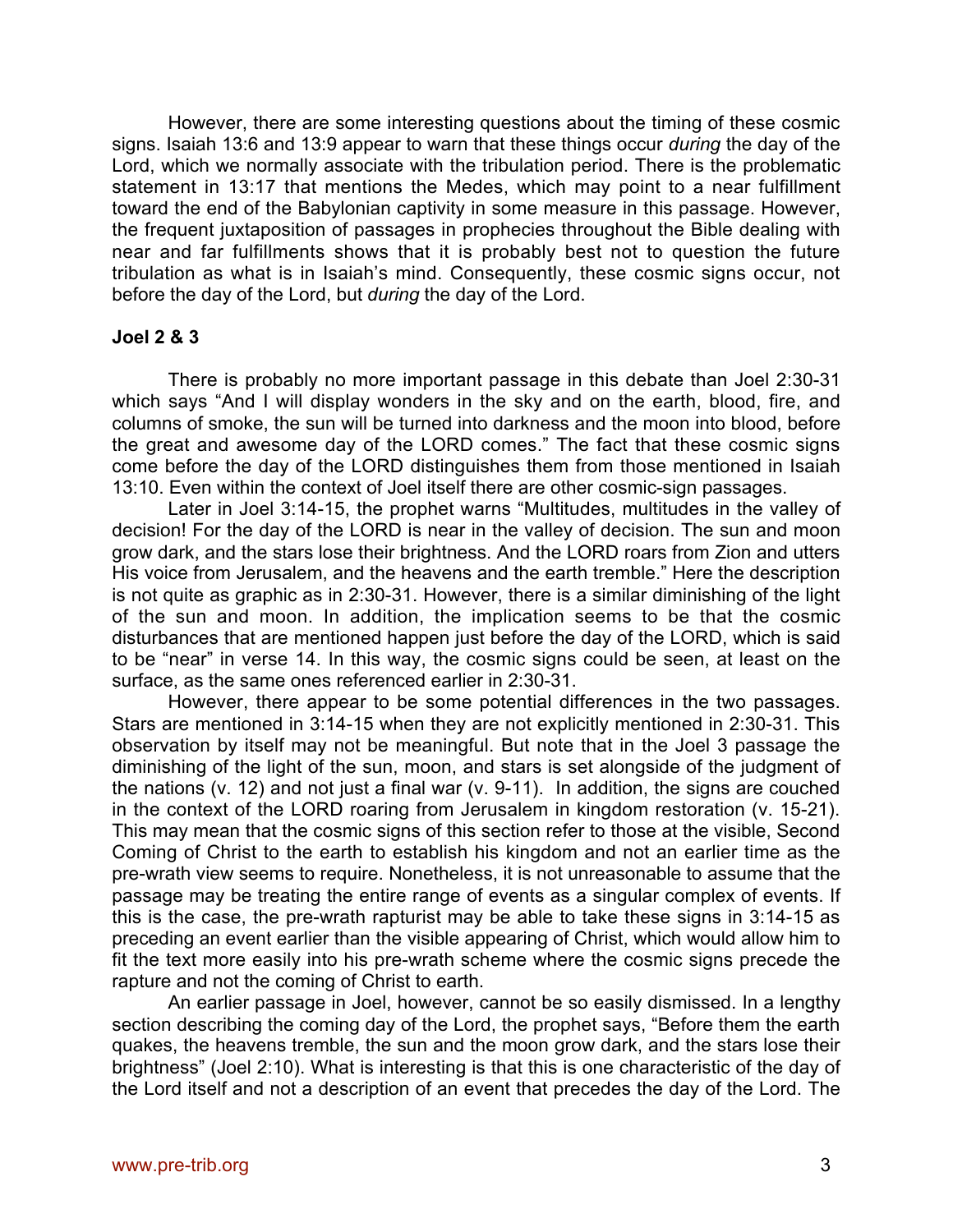However, there are some interesting questions about the timing of these cosmic signs. Isaiah 13:6 and 13:9 appear to warn that these things occur *during* the day of the Lord, which we normally associate with the tribulation period. There is the problematic statement in 13:17 that mentions the Medes, which may point to a near fulfillment toward the end of the Babylonian captivity in some measure in this passage. However, the frequent juxtaposition of passages in prophecies throughout the Bible dealing with near and far fulfillments shows that it is probably best not to question the future tribulation as what is in Isaiah's mind. Consequently, these cosmic signs occur, not before the day of the Lord, but *during* the day of the Lord.

**Joel 2 & 3**

There is probably no more important passage in this debate than Joel 2:30-31 which says "And I will display wonders in the sky and on the earth, blood, fire, and columns of smoke, the sun will be turned into darkness and the moon into blood, before the great and awesome day of the LORD comes." The fact that these cosmic signs come before the day of the LORD distinguishes them from those mentioned in Isaiah 13:10. Even within the context of Joel itself there are other cosmic-sign passages.

Later in Joel 3:14-15, the prophet warns "Multitudes, multitudes in the valley of decision! For the day of the LORD is near in the valley of decision. The sun and moon grow dark, and the stars lose their brightness. And the LORD roars from Zion and utters His voice from Jerusalem, and the heavens and the earth tremble." Here the description is not quite as graphic as in 2:30-31. However, there is a similar diminishing of the light of the sun and moon. In addition, the implication seems to be that the cosmic disturbances that are mentioned happen just before the day of the LORD, which is said to be "near" in verse 14. In this way, the cosmic signs could be seen, at least on the surface, as the same ones referenced earlier in 2:30-31.

However, there appear to be some potential differences in the two passages. Stars are mentioned in 3:14-15 when they are not explicitly mentioned in 2:30-31. This observation by itself may not be meaningful. But note that in the Joel 3 passage the diminishing of the light of the sun, moon, and stars is set alongside of the judgment of the nations (v. 12) and not just a final war (v. 9-11). In addition, the signs are couched in the context of the LORD roaring from Jerusalem in kingdom restoration (v. 15-21). This may mean that the cosmic signs of this section refer to those at the visible, Second Coming of Christ to the earth to establish his kingdom and not an earlier time as the pre-wrath view seems to require. Nonetheless, it is not unreasonable to assume that the passage may be treating the entire range of events as a singular complex of events. If this is the case, the pre-wrath rapturist may be able to take these signs in 3:14-15 as preceding an event earlier than the visible appearing of Christ, which would allow him to fit the text more easily into his pre-wrath scheme where the cosmic signs precede the rapture and not the coming of Christ to earth.

An earlier passage in Joel, however, cannot be so easily dismissed. In a lengthy section describing the coming day of the Lord, the prophet says, "Before them the earth quakes, the heavens tremble, the sun and the moon grow dark, and the stars lose their brightness" (Joel 2:10). What is interesting is that this is one characteristic of the day of the Lord itself and not a description of an event that precedes the day of the Lord. The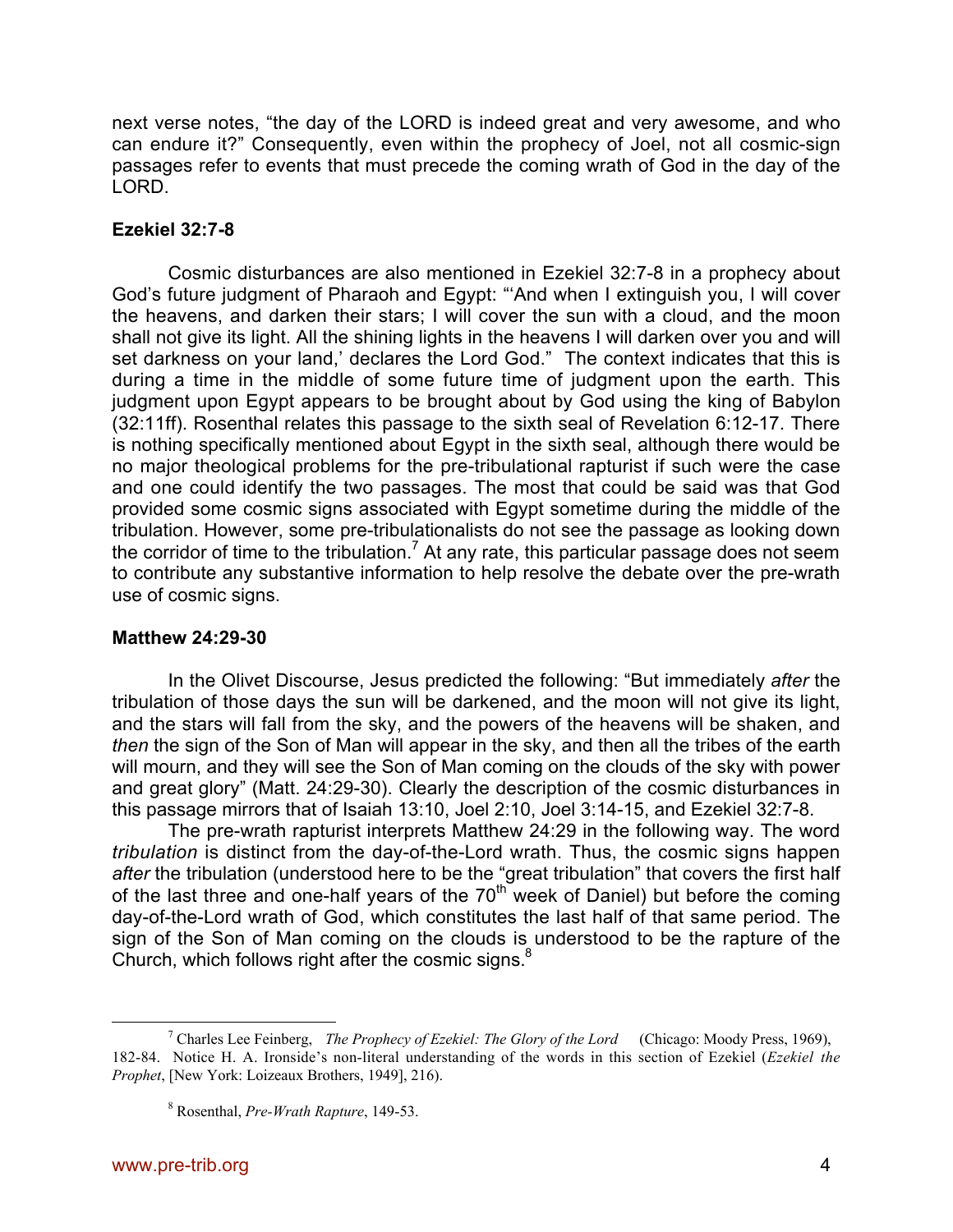next verse notes, "the day of the LORD is indeed great and very awesome, and who can endure it?" Consequently, even within the prophecy of Joel, not all cosmic-sign passages refer to events that must precede the coming wrath of God in the day of the LORD.

**Ezekiel 32:7-8**

Cosmic disturbances are also mentioned in Ezekiel 32:7-8 in a prophecy about God's future judgment of Pharaoh and Egypt: "'And when I extinguish you, I will cover the heavens, and darken their stars; I will cover the sun with a cloud, and the moon shall not give its light. All the shining lights in the heavens I will darken over you and will set darkness on your land,' declares the Lord God." The context indicates that this is during a time in the middle of some future time of judgment upon the earth. This judgment upon Egypt appears to be brought about by God using the king of Babylon (32:11ff). Rosenthal relates this passage to the sixth seal of Revelation 6:12-17. There is nothing specifically mentioned about Egypt in the sixth seal, although there would be no major theological problems for the pre-tribulational rapturist if such were the case and one could identify the two passages. The most that could be said was that God provided some cosmic signs associated with Egypt sometime during the middle of the tribulation. However, some pre-tribulationalists do not see the passage as looking down the corridor of time to the tribulation.[7] At any rate, this particular passage does not seem to contribute any substantive information to help resolve the debate over the pre-wrath use of cosmic signs.

**Matthew 24:29-30**

In the Olivet Discourse, Jesus predicted the following: "But immediately *after* the tribulation of those days the sun will be darkened, and the moon will not give its light, and the stars will fall from the sky, and the powers of the heavens will be shaken, and *then* the sign of the Son of Man will appear in the sky, and then all the tribes of the earth will mourn, and they will see the Son of Man coming on the clouds of the sky with power and great glory" (Matt. 24:29-30). Clearly the description of the cosmic disturbances in this passage mirrors that of Isaiah 13:10, Joel 2:10, Joel 3:14-15, and Ezekiel 32:7-8.

The pre-wrath rapturist interprets Matthew 24:29 in the following way. The word *tribulation* is distinct from the day-of-the-Lord wrath. Thus, the cosmic signs happen *after* the tribulation (understood here to be the "great tribulation" that covers the first half of the last three and one-half years of the 70th week of Daniel) but before the coming day-of-the-Lord wrath of God, which constitutes the last half of that same period. The sign of the Son of Man coming on the clouds is understood to be the rapture of the Church, which follows right after the cosmic signs.[8]

---

[7] Charles Lee Feinberg, *The Prophecy of Ezekiel: The Glory of the Lord* (Chicago: Moody Press, 1969), 182-84. Notice H. A. Ironside's non-literal understanding of the words in this section of Ezekiel (*Ezekiel the Prophet*, [New York: Loizeaux Brothers, 1949], 216).

[8] Rosenthal, *Pre-Wrath Rapture*, 149-53.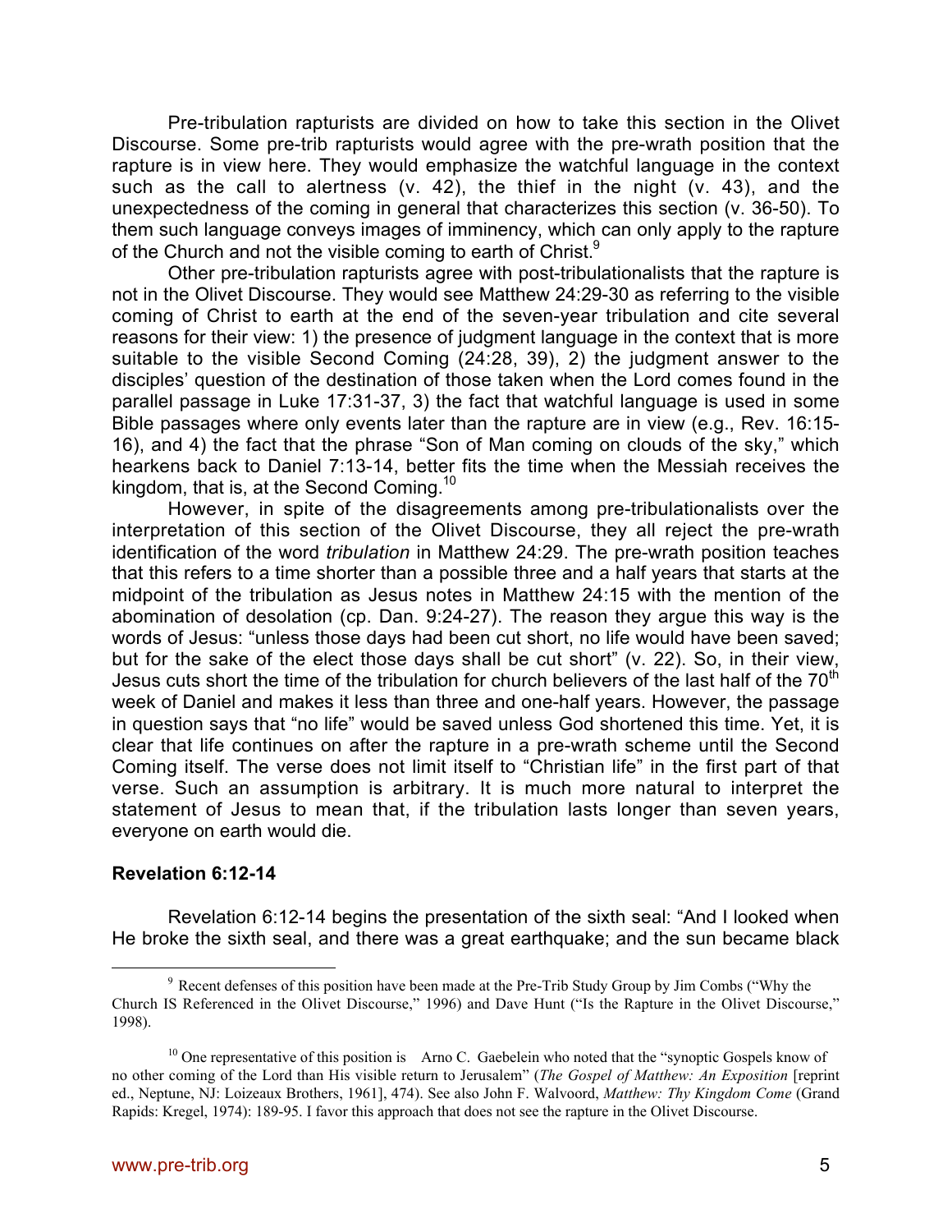Pre-tribulation rapturists are divided on how to take this section in the Olivet Discourse. Some pre-trib rapturists would agree with the pre-wrath position that the rapture is in view here. They would emphasize the watchful language in the context such as the call to alertness (v. 42), the thief in the night (v. 43), and the unexpectedness of the coming in general that characterizes this section (v. 36-50). To them such language conveys images of imminency, which can only apply to the rapture of the Church and not the visible coming to earth of Christ.[9]

Other pre-tribulation rapturists agree with post-tribulationalists that the rapture is not in the Olivet Discourse. They would see Matthew 24:29-30 as referring to the visible coming of Christ to earth at the end of the seven-year tribulation and cite several reasons for their view: 1) the presence of judgment language in the context that is more suitable to the visible Second Coming (24:28, 39), 2) the judgment answer to the disciples' question of the destination of those taken when the Lord comes found in the parallel passage in Luke 17:31-37, 3) the fact that watchful language is used in some Bible passages where only events later than the rapture are in view (e.g., Rev. 16:15-16), and 4) the fact that the phrase "Son of Man coming on clouds of the sky," which hearkens back to Daniel 7:13-14, better fits the time when the Messiah receives the kingdom, that is, at the Second Coming.[10]

However, in spite of the disagreements among pre-tribulationalists over the interpretation of this section of the Olivet Discourse, they all reject the pre-wrath identification of the word *tribulation* in Matthew 24:29. The pre-wrath position teaches that this refers to a time shorter than a possible three and a half years that starts at the midpoint of the tribulation as Jesus notes in Matthew 24:15 with the mention of the abomination of desolation (cp. Dan. 9:24-27). The reason they argue this way is the words of Jesus: "unless those days had been cut short, no life would have been saved; but for the sake of the elect those days shall be cut short" (v. 22). So, in their view, Jesus cuts short the time of the tribulation for church believers of the last half of the 70th week of Daniel and makes it less than three and one-half years. However, the passage in question says that "no life" would be saved unless God shortened this time. Yet, it is clear that life continues on after the rapture in a pre-wrath scheme until the Second Coming itself. The verse does not limit itself to "Christian life" in the first part of that verse. Such an assumption is arbitrary. It is much more natural to interpret the statement of Jesus to mean that, if the tribulation lasts longer than seven years, everyone on earth would die.

**Revelation 6:12-14**

Revelation 6:12-14 begins the presentation of the sixth seal: "And I looked when He broke the sixth seal, and there was a great earthquake; and the sun became black

---

[9] Recent defenses of this position have been made at the Pre-Trib Study Group by Jim Combs ("Why the Church IS Referenced in the Olivet Discourse," 1996) and Dave Hunt ("Is the Rapture in the Olivet Discourse," 1998).

[10] One representative of this position is Arno C. Gaebelein who noted that the "synoptic Gospels know of no other coming of the Lord than His visible return to Jerusalem" (*The Gospel of Matthew: An Exposition* [reprint ed., Neptune, NJ: Loizeaux Brothers, 1961], 474). See also John F. Walvoord, *Matthew: Thy Kingdom Come* (Grand Rapids: Kregel, 1974): 189-95. I favor this approach that does not see the rapture in the Olivet Discourse.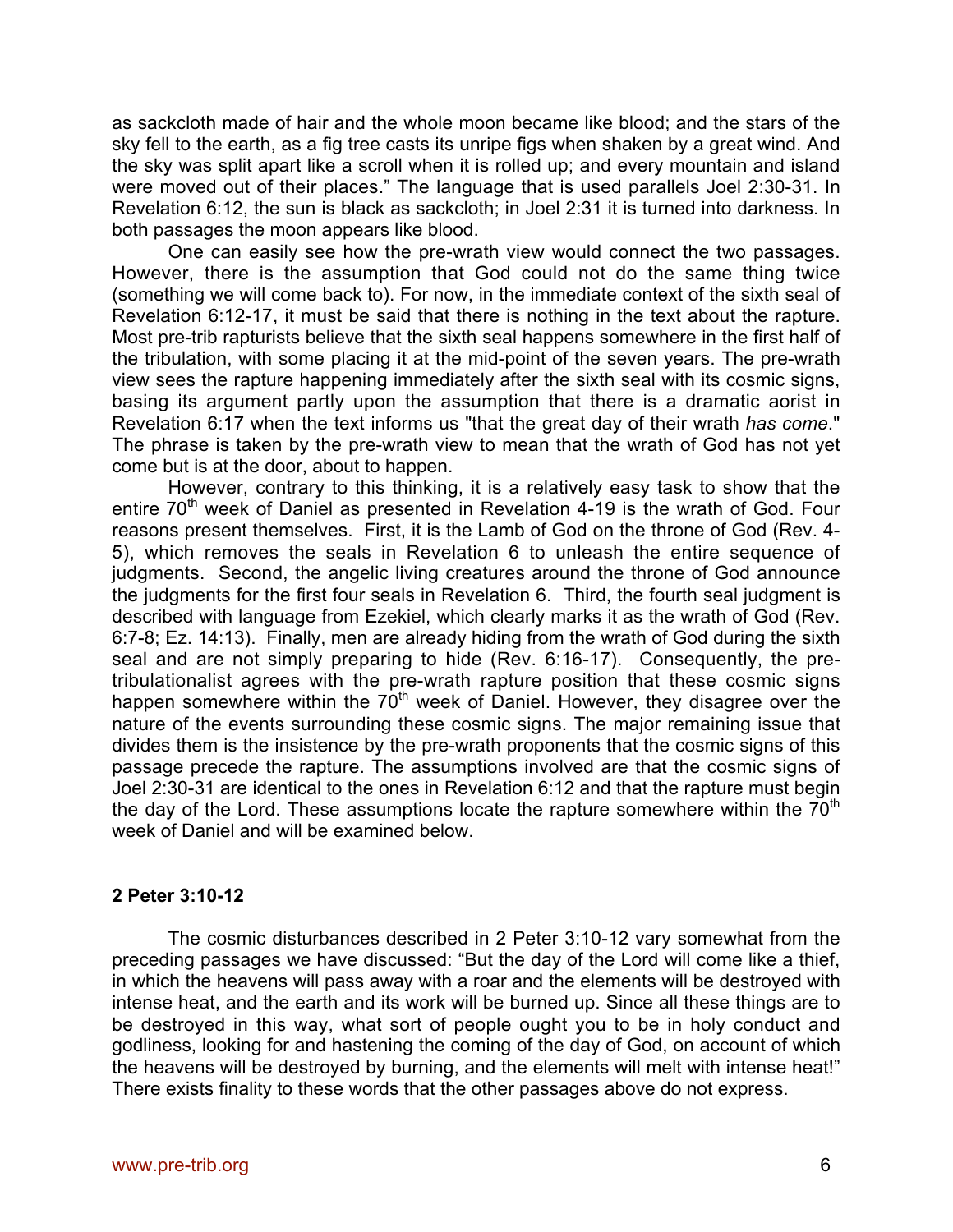as sackcloth made of hair and the whole moon became like blood; and the stars of the sky fell to the earth, as a fig tree casts its unripe figs when shaken by a great wind. And the sky was split apart like a scroll when it is rolled up; and every mountain and island were moved out of their places." The language that is used parallels Joel 2:30-31. In Revelation 6:12, the sun is black as sackcloth; in Joel 2:31 it is turned into darkness. In both passages the moon appears like blood.

One can easily see how the pre-wrath view would connect the two passages. However, there is the assumption that God could not do the same thing twice (something we will come back to). For now, in the immediate context of the sixth seal of Revelation 6:12-17, it must be said that there is nothing in the text about the rapture. Most pre-trib rapturists believe that the sixth seal happens somewhere in the first half of the tribulation, with some placing it at the mid-point of the seven years. The pre-wrath view sees the rapture happening immediately after the sixth seal with its cosmic signs, basing its argument partly upon the assumption that there is a dramatic aorist in Revelation 6:17 when the text informs us "that the great day of their wrath *has come*." The phrase is taken by the pre-wrath view to mean that the wrath of God has not yet come but is at the door, about to happen.

However, contrary to this thinking, it is a relatively easy task to show that the entire 70th week of Daniel as presented in Revelation 4-19 is the wrath of God. Four reasons present themselves. First, it is the Lamb of God on the throne of God (Rev. 4-5), which removes the seals in Revelation 6 to unleash the entire sequence of judgments. Second, the angelic living creatures around the throne of God announce the judgments for the first four seals in Revelation 6. Third, the fourth seal judgment is described with language from Ezekiel, which clearly marks it as the wrath of God (Rev. 6:7-8; Ez. 14:13). Finally, men are already hiding from the wrath of God during the sixth seal and are not simply preparing to hide (Rev. 6:16-17). Consequently, the pre-tribulationalist agrees with the pre-wrath rapture position that these cosmic signs happen somewhere within the 70th week of Daniel. However, they disagree over the nature of the events surrounding these cosmic signs. The major remaining issue that divides them is the insistence by the pre-wrath proponents that the cosmic signs of this passage precede the rapture. The assumptions involved are that the cosmic signs of Joel 2:30-31 are identical to the ones in Revelation 6:12 and that the rapture must begin the day of the Lord. These assumptions locate the rapture somewhere within the 70th week of Daniel and will be examined below.

## 2 Peter 3:10-12

The cosmic disturbances described in 2 Peter 3:10-12 vary somewhat from the preceding passages we have discussed: "But the day of the Lord will come like a thief, in which the heavens will pass away with a roar and the elements will be destroyed with intense heat, and the earth and its work will be burned up. Since all these things are to be destroyed in this way, what sort of people ought you to be in holy conduct and godliness, looking for and hastening the coming of the day of God, on account of which the heavens will be destroyed by burning, and the elements will melt with intense heat!" There exists finality to these words that the other passages above do not express.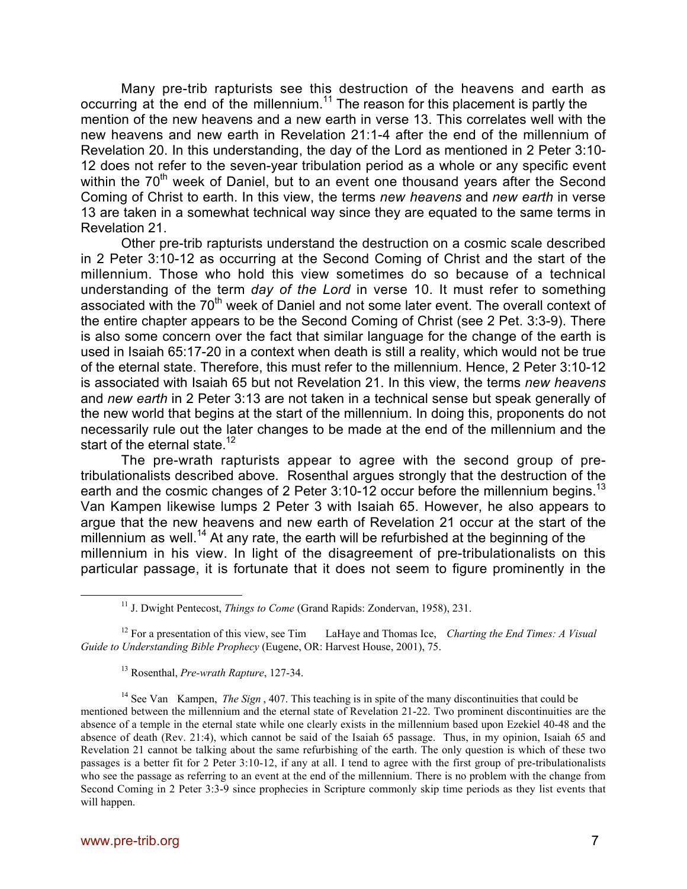Many pre-trib rapturists see this destruction of the heavens and earth as occurring at the end of the millennium.[11] The reason for this placement is partly the mention of the new heavens and a new earth in verse 13. This correlates well with the new heavens and new earth in Revelation 21:1-4 after the end of the millennium of Revelation 20. In this understanding, the day of the Lord as mentioned in 2 Peter 3:10-12 does not refer to the seven-year tribulation period as a whole or any specific event within the 70th week of Daniel, but to an event one thousand years after the Second Coming of Christ to earth. In this view, the terms *new heavens* and *new earth* in verse 13 are taken in a somewhat technical way since they are equated to the same terms in Revelation 21.

Other pre-trib rapturists understand the destruction on a cosmic scale described in 2 Peter 3:10-12 as occurring at the Second Coming of Christ and the start of the millennium. Those who hold this view sometimes do so because of a technical understanding of the term *day of the Lord* in verse 10. It must refer to something associated with the 70th week of Daniel and not some later event. The overall context of the entire chapter appears to be the Second Coming of Christ (see 2 Pet. 3:3-9). There is also some concern over the fact that similar language for the change of the earth is used in Isaiah 65:17-20 in a context when death is still a reality, which would not be true of the eternal state. Therefore, this must refer to the millennium. Hence, 2 Peter 3:10-12 is associated with Isaiah 65 but not Revelation 21. In this view, the terms *new heavens* and *new earth* in 2 Peter 3:13 are not taken in a technical sense but speak generally of the new world that begins at the start of the millennium. In doing this, proponents do not necessarily rule out the later changes to be made at the end of the millennium and the start of the eternal state.[12]

The pre-wrath rapturists appear to agree with the second group of pre-tribulationalists described above. Rosenthal argues strongly that the destruction of the earth and the cosmic changes of 2 Peter 3:10-12 occur before the millennium begins.[13] Van Kampen likewise lumps 2 Peter 3 with Isaiah 65. However, he also appears to argue that the new heavens and new earth of Revelation 21 occur at the start of the millennium as well.[14] At any rate, the earth will be refurbished at the beginning of the millennium in his view. In light of the disagreement of pre-tribulationalists on this particular passage, it is fortunate that it does not seem to figure prominently in the

[11] J. Dwight Pentecost, *Things to Come* (Grand Rapids: Zondervan, 1958), 231.

[12] For a presentation of this view, see Tim LaHaye and Thomas Ice, *Charting the End Times: A Visual Guide to Understanding Bible Prophecy* (Eugene, OR: Harvest House, 2001), 75.

[13] Rosenthal, *Pre-wrath Rapture*, 127-34.

[14] See Van Kampen, *The Sign*, 407. This teaching is in spite of the many discontinuities that could be mentioned between the millennium and the eternal state of Revelation 21-22. Two prominent discontinuities are the absence of a temple in the eternal state while one clearly exists in the millennium based upon Ezekiel 40-48 and the absence of death (Rev. 21:4), which cannot be said of the Isaiah 65 passage. Thus, in my opinion, Isaiah 65 and Revelation 21 cannot be talking about the same refurbishing of the earth. The only question is which of these two passages is a better fit for 2 Peter 3:10-12, if any at all. I tend to agree with the first group of pre-tribulationalists who see the passage as referring to an event at the end of the millennium. There is no problem with the change from Second Coming in 2 Peter 3:3-9 since prophecies in Scripture commonly skip time periods as they list events that will happen.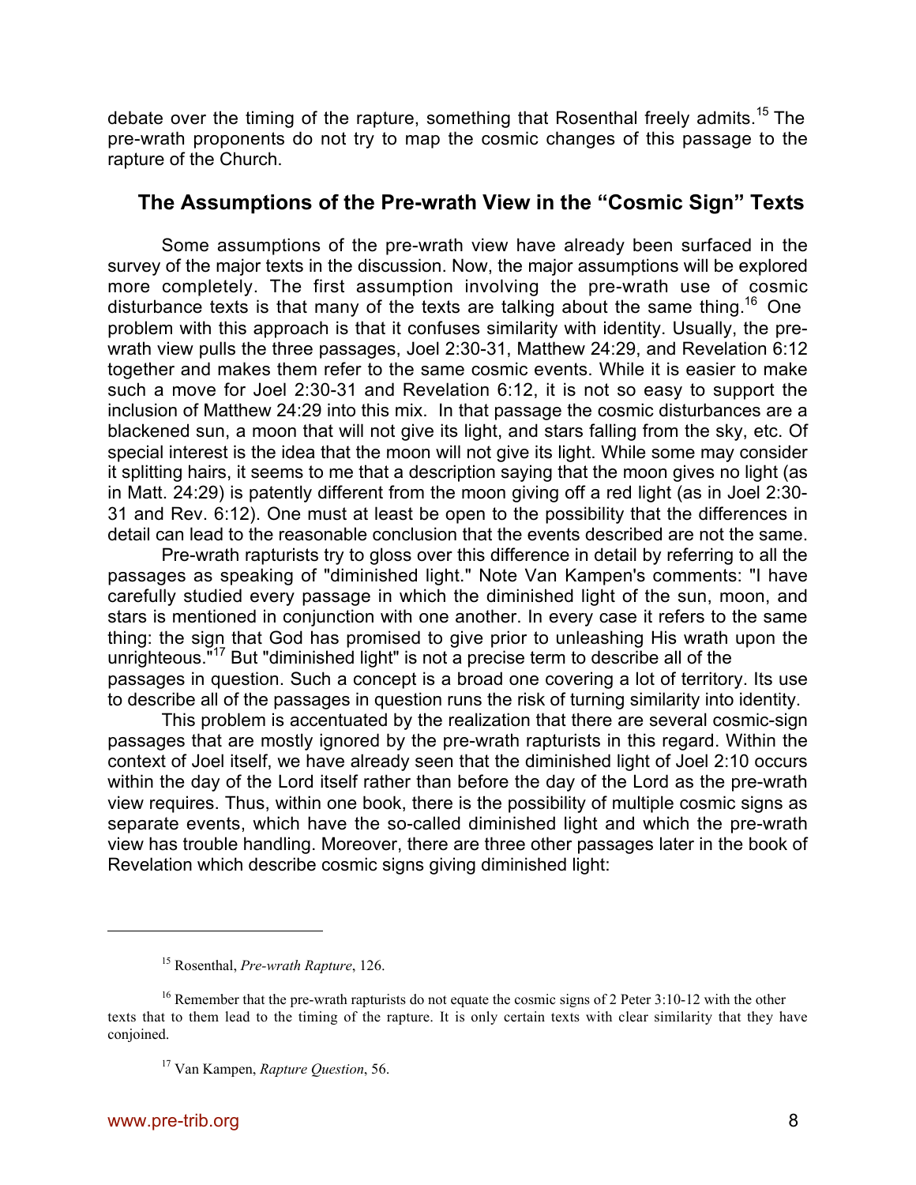debate over the timing of the rapture, something that Rosenthal freely admits.[15] The pre-wrath proponents do not try to map the cosmic changes of this passage to the rapture of the Church.

## The Assumptions of the Pre-wrath View in the "Cosmic Sign" Texts

Some assumptions of the pre-wrath view have already been surfaced in the survey of the major texts in the discussion. Now, the major assumptions will be explored more completely. The first assumption involving the pre-wrath use of cosmic disturbance texts is that many of the texts are talking about the same thing.[16] One problem with this approach is that it confuses similarity with identity. Usually, the pre-wrath view pulls the three passages, Joel 2:30-31, Matthew 24:29, and Revelation 6:12 together and makes them refer to the same cosmic events. While it is easier to make such a move for Joel 2:30-31 and Revelation 6:12, it is not so easy to support the inclusion of Matthew 24:29 into this mix. In that passage the cosmic disturbances are a blackened sun, a moon that will not give its light, and stars falling from the sky, etc. Of special interest is the idea that the moon will not give its light. While some may consider it splitting hairs, it seems to me that a description saying that the moon gives no light (as in Matt. 24:29) is patently different from the moon giving off a red light (as in Joel 2:30-31 and Rev. 6:12). One must at least be open to the possibility that the differences in detail can lead to the reasonable conclusion that the events described are not the same.

Pre-wrath rapturists try to gloss over this difference in detail by referring to all the passages as speaking of "diminished light." Note Van Kampen's comments: "I have carefully studied every passage in which the diminished light of the sun, moon, and stars is mentioned in conjunction with one another. In every case it refers to the same thing: the sign that God has promised to give prior to unleashing His wrath upon the unrighteous."[17] But "diminished light" is not a precise term to describe all of the passages in question. Such a concept is a broad one covering a lot of territory. Its use to describe all of the passages in question runs the risk of turning similarity into identity.

This problem is accentuated by the realization that there are several cosmic-sign passages that are mostly ignored by the pre-wrath rapturists in this regard. Within the context of Joel itself, we have already seen that the diminished light of Joel 2:10 occurs within the day of the Lord itself rather than before the day of the Lord as the pre-wrath view requires. Thus, within one book, there is the possibility of multiple cosmic signs as separate events, which have the so-called diminished light and which the pre-wrath view has trouble handling. Moreover, there are three other passages later in the book of Revelation which describe cosmic signs giving diminished light:

---

[15] Rosenthal, *Pre-wrath Rapture*, 126.

[16] Remember that the pre-wrath rapturists do not equate the cosmic signs of 2 Peter 3:10-12 with the other texts that to them lead to the timing of the rapture. It is only certain texts with clear similarity that they have conjoined.

[17] Van Kampen, *Rapture Question*, 56.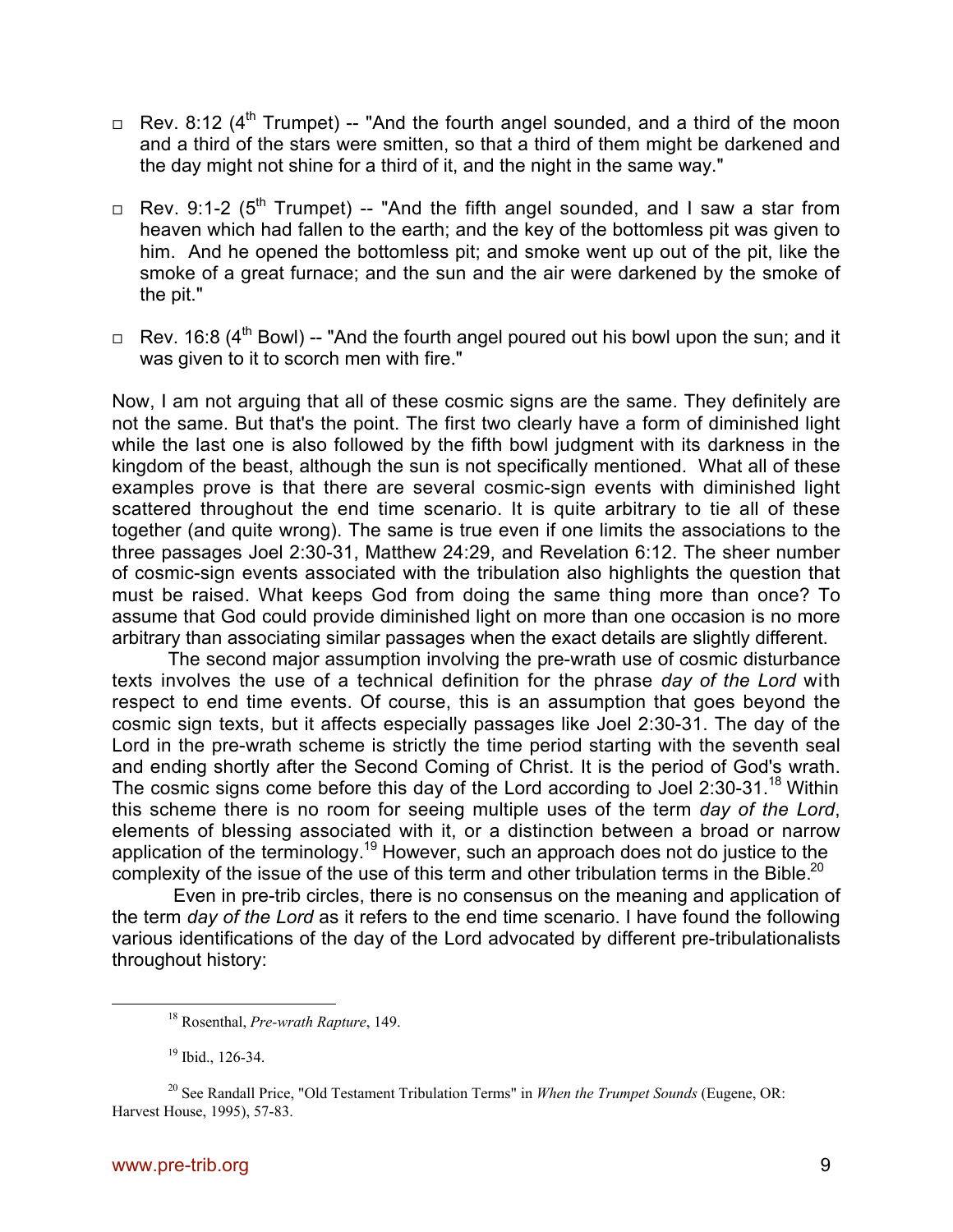- Rev. 8:12 (4th Trumpet) -- "And the fourth angel sounded, and a third of the moon and a third of the stars were smitten, so that a third of them might be darkened and the day might not shine for a third of it, and the night in the same way."

- Rev. 9:1-2 (5th Trumpet) -- "And the fifth angel sounded, and I saw a star from heaven which had fallen to the earth; and the key of the bottomless pit was given to him. And he opened the bottomless pit; and smoke went up out of the pit, like the smoke of a great furnace; and the sun and the air were darkened by the smoke of the pit."

- Rev. 16:8 (4th Bowl) -- "And the fourth angel poured out his bowl upon the sun; and it was given to it to scorch men with fire."

Now, I am not arguing that all of these cosmic signs are the same. They definitely are not the same. But that's the point. The first two clearly have a form of diminished light while the last one is also followed by the fifth bowl judgment with its darkness in the kingdom of the beast, although the sun is not specifically mentioned. What all of these examples prove is that there are several cosmic-sign events with diminished light scattered throughout the end time scenario. It is quite arbitrary to tie all of these together (and quite wrong). The same is true even if one limits the associations to the three passages Joel 2:30-31, Matthew 24:29, and Revelation 6:12. The sheer number of cosmic-sign events associated with the tribulation also highlights the question that must be raised. What keeps God from doing the same thing more than once? To assume that God could provide diminished light on more than one occasion is no more arbitrary than associating similar passages when the exact details are slightly different.

The second major assumption involving the pre-wrath use of cosmic disturbance texts involves the use of a technical definition for the phrase *day of the Lord* with respect to end time events. Of course, this is an assumption that goes beyond the cosmic sign texts, but it affects especially passages like Joel 2:30-31. The day of the Lord in the pre-wrath scheme is strictly the time period starting with the seventh seal and ending shortly after the Second Coming of Christ. It is the period of God's wrath. The cosmic signs come before this day of the Lord according to Joel 2:30-31.[18] Within this scheme there is no room for seeing multiple uses of the term *day of the Lord*, elements of blessing associated with it, or a distinction between a broad or narrow application of the terminology.[19] However, such an approach does not do justice to the complexity of the issue of the use of this term and other tribulation terms in the Bible.[20]

Even in pre-trib circles, there is no consensus on the meaning and application of the term *day of the Lord* as it refers to the end time scenario. I have found the following various identifications of the day of the Lord advocated by different pre-tribulationalists throughout history:

---

[18] Rosenthal, *Pre-wrath Rapture*, 149.

[19] Ibid., 126-34.

[20] See Randall Price, "Old Testament Tribulation Terms" in *When the Trumpet Sounds* (Eugene, OR: Harvest House, 1995), 57-83.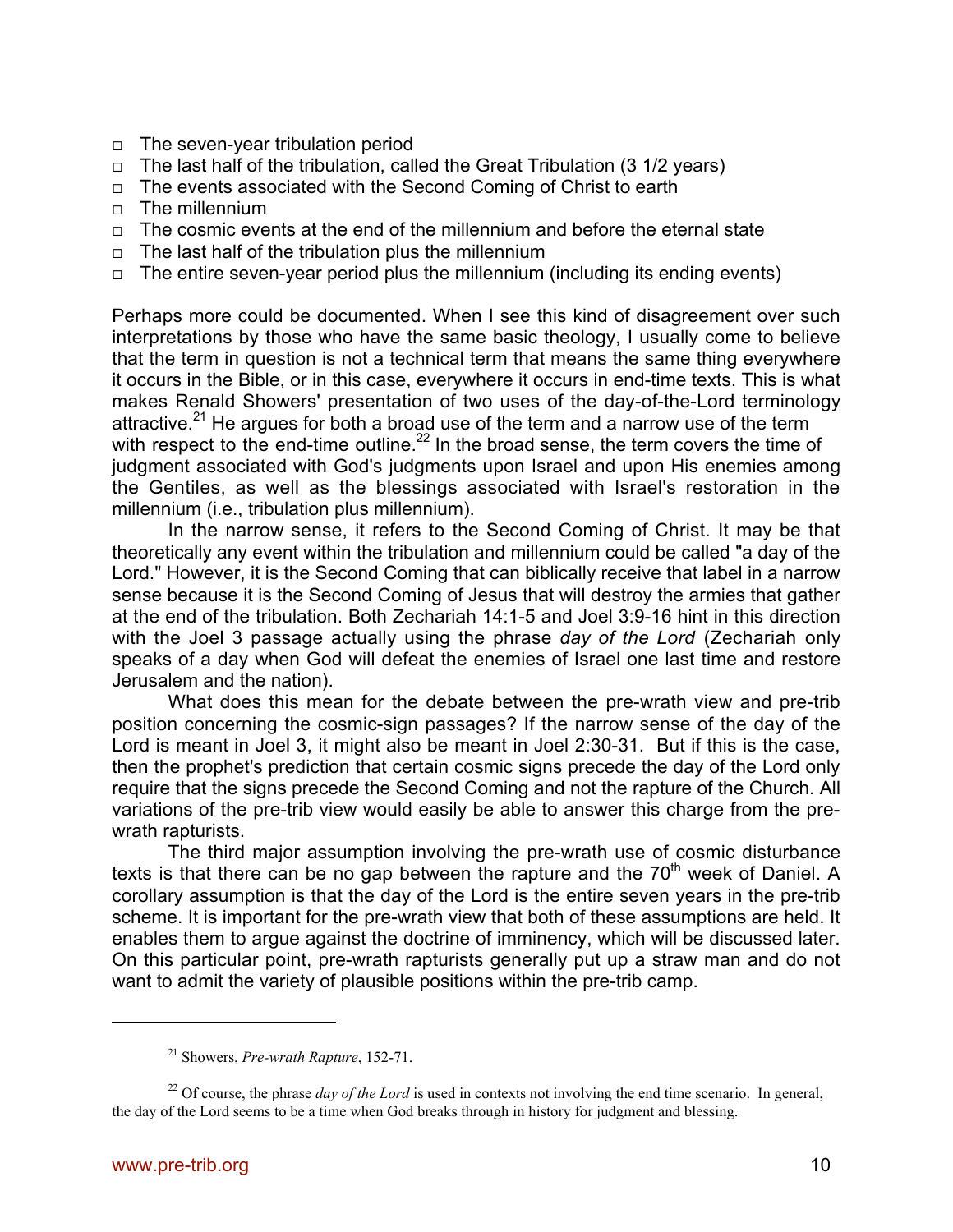- The seven-year tribulation period
- The last half of the tribulation, called the Great Tribulation (3 1/2 years)
- The events associated with the Second Coming of Christ to earth
- The millennium
- The cosmic events at the end of the millennium and before the eternal state
- The last half of the tribulation plus the millennium
- The entire seven-year period plus the millennium (including its ending events)

Perhaps more could be documented. When I see this kind of disagreement over such interpretations by those who have the same basic theology, I usually come to believe that the term in question is not a technical term that means the same thing everywhere it occurs in the Bible, or in this case, everywhere it occurs in end-time texts. This is what makes Renald Showers' presentation of two uses of the day-of-the-Lord terminology attractive.[21] He argues for both a broad use of the term and a narrow use of the term with respect to the end-time outline.[22] In the broad sense, the term covers the time of judgment associated with God's judgments upon Israel and upon His enemies among the Gentiles, as well as the blessings associated with Israel's restoration in the millennium (i.e., tribulation plus millennium).

In the narrow sense, it refers to the Second Coming of Christ. It may be that theoretically any event within the tribulation and millennium could be called "a day of the Lord." However, it is the Second Coming that can biblically receive that label in a narrow sense because it is the Second Coming of Jesus that will destroy the armies that gather at the end of the tribulation. Both Zechariah 14:1-5 and Joel 3:9-16 hint in this direction with the Joel 3 passage actually using the phrase *day of the Lord* (Zechariah only speaks of a day when God will defeat the enemies of Israel one last time and restore Jerusalem and the nation).

What does this mean for the debate between the pre-wrath view and pre-trib position concerning the cosmic-sign passages? If the narrow sense of the day of the Lord is meant in Joel 3, it might also be meant in Joel 2:30-31. But if this is the case, then the prophet's prediction that certain cosmic signs precede the day of the Lord only require that the signs precede the Second Coming and not the rapture of the Church. All variations of the pre-trib view would easily be able to answer this charge from the pre-wrath rapturists.

The third major assumption involving the pre-wrath use of cosmic disturbance texts is that there can be no gap between the rapture and the 70th week of Daniel. A corollary assumption is that the day of the Lord is the entire seven years in the pre-trib scheme. It is important for the pre-wrath view that both of these assumptions are held. It enables them to argue against the doctrine of imminency, which will be discussed later. On this particular point, pre-wrath rapturists generally put up a straw man and do not want to admit the variety of plausible positions within the pre-trib camp.

---

[21] Showers, *Pre-wrath Rapture*, 152-71.

[22] Of course, the phrase *day of the Lord* is used in contexts not involving the end time scenario. In general, the day of the Lord seems to be a time when God breaks through in history for judgment and blessing.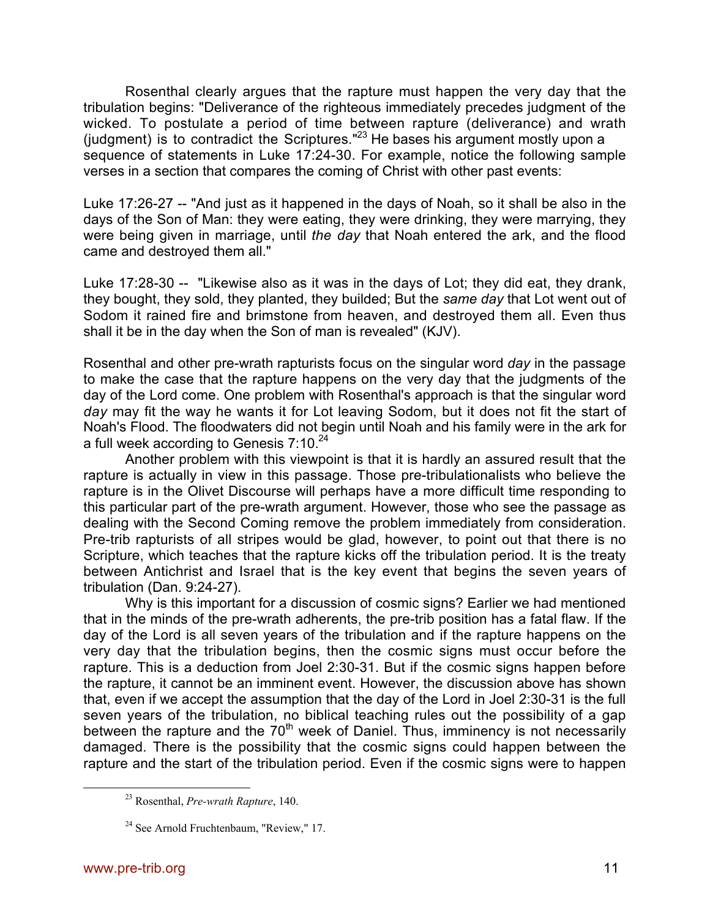Rosenthal clearly argues that the rapture must happen the very day that the tribulation begins: "Deliverance of the righteous immediately precedes judgment of the wicked. To postulate a period of time between rapture (deliverance) and wrath (judgment) is to contradict the Scriptures."[23] He bases his argument mostly upon a sequence of statements in Luke 17:24-30. For example, notice the following sample verses in a section that compares the coming of Christ with other past events:

Luke 17:26-27 -- "And just as it happened in the days of Noah, so it shall be also in the days of the Son of Man: they were eating, they were drinking, they were marrying, they were being given in marriage, until *the day* that Noah entered the ark, and the flood came and destroyed them all."

Luke 17:28-30 -- "Likewise also as it was in the days of Lot; they did eat, they drank, they bought, they sold, they planted, they builded; But the *same day* that Lot went out of Sodom it rained fire and brimstone from heaven, and destroyed them all. Even thus shall it be in the day when the Son of man is revealed" (KJV).

Rosenthal and other pre-wrath rapturists focus on the singular word *day* in the passage to make the case that the rapture happens on the very day that the judgments of the day of the Lord come. One problem with Rosenthal's approach is that the singular word *day* may fit the way he wants it for Lot leaving Sodom, but it does not fit the start of Noah's Flood. The floodwaters did not begin until Noah and his family were in the ark for a full week according to Genesis 7:10.[24]

Another problem with this viewpoint is that it is hardly an assured result that the rapture is actually in view in this passage. Those pre-tribulationalists who believe the rapture is in the Olivet Discourse will perhaps have a more difficult time responding to this particular part of the pre-wrath argument. However, those who see the passage as dealing with the Second Coming remove the problem immediately from consideration. Pre-trib rapturists of all stripes would be glad, however, to point out that there is no Scripture, which teaches that the rapture kicks off the tribulation period. It is the treaty between Antichrist and Israel that is the key event that begins the seven years of tribulation (Dan. 9:24-27).

Why is this important for a discussion of cosmic signs? Earlier we had mentioned that in the minds of the pre-wrath adherents, the pre-trib position has a fatal flaw. If the day of the Lord is all seven years of the tribulation and if the rapture happens on the very day that the tribulation begins, then the cosmic signs must occur before the rapture. This is a deduction from Joel 2:30-31. But if the cosmic signs happen before the rapture, it cannot be an imminent event. However, the discussion above has shown that, even if we accept the assumption that the day of the Lord in Joel 2:30-31 is the full seven years of the tribulation, no biblical teaching rules out the possibility of a gap between the rapture and the 70th week of Daniel. Thus, imminency is not necessarily damaged. There is the possibility that the cosmic signs could happen between the rapture and the start of the tribulation period. Even if the cosmic signs were to happen

[23] Rosenthal, *Pre-wrath Rapture*, 140.

[24] See Arnold Fruchtenbaum, "Review," 17.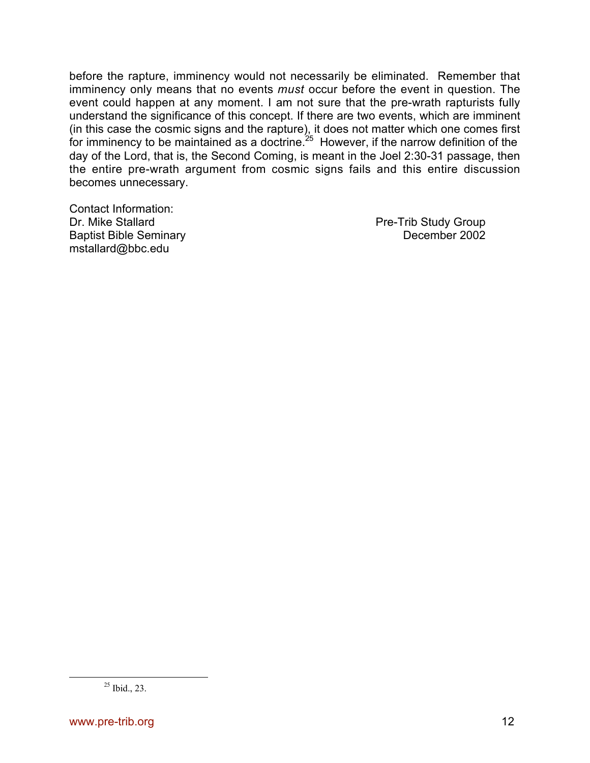before the rapture, imminency would not necessarily be eliminated. Remember that imminency only means that no events *must* occur before the event in question. The event could happen at any moment. I am not sure that the pre-wrath rapturists fully understand the significance of this concept. If there are two events, which are imminent (in this case the cosmic signs and the rapture), it does not matter which one comes first for imminency to be maintained as a doctrine.[25] However, if the narrow definition of the day of the Lord, that is, the Second Coming, is meant in the Joel 2:30-31 passage, then the entire pre-wrath argument from cosmic signs fails and this entire discussion becomes unnecessary.

Contact Information:
Dr. Mike Stallard
Baptist Bible Seminary
mstallard@bbc.edu

Pre-Trib Study Group
December 2002

---

[25] Ibid., 23.